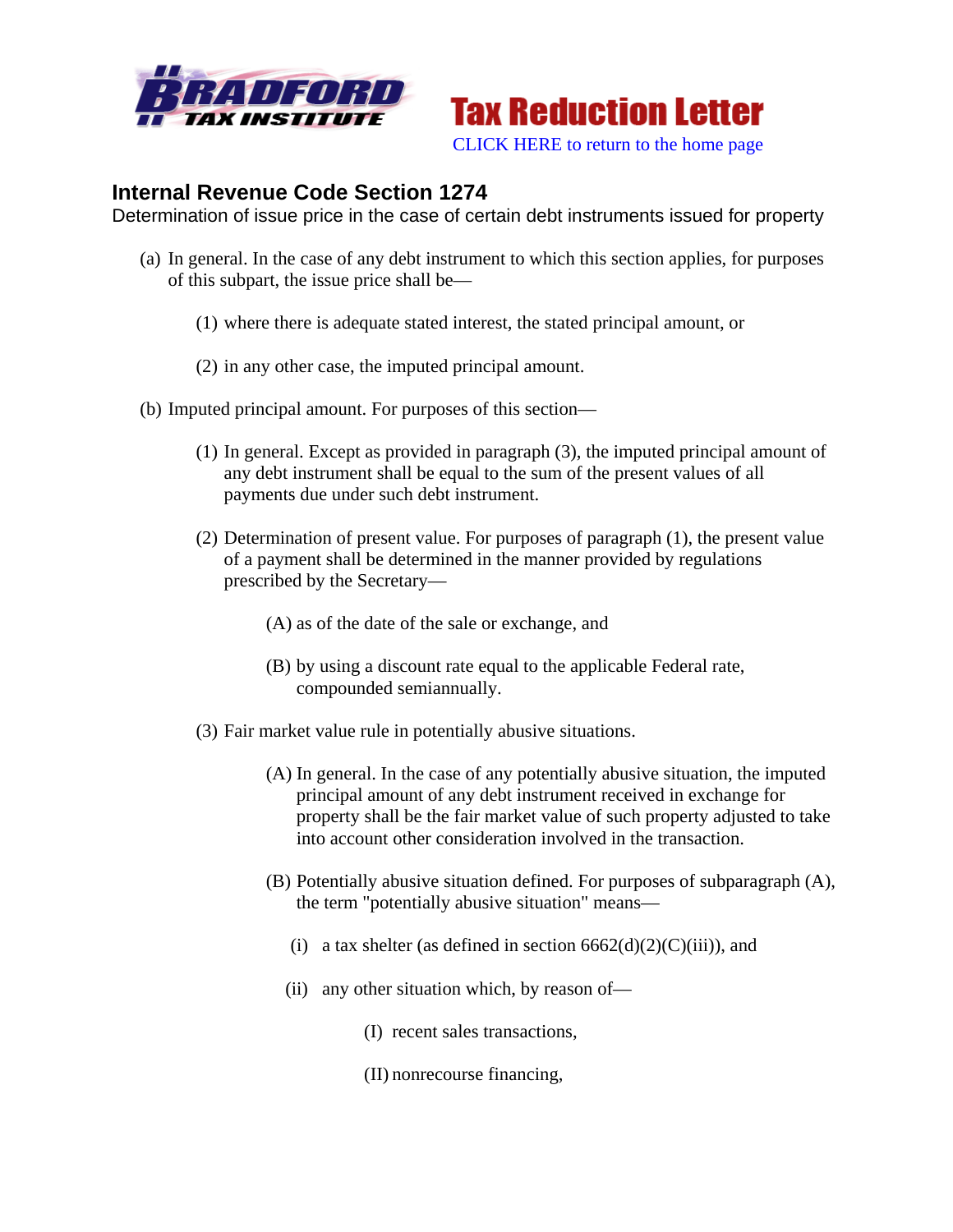Tax Reduction Letter

CLICK HERE to return to the home page

## Internal Revenue Code Section 1274

Determination of issue price in the case of certain debt instruments issued for property

(a) In general. In the case of any debt instrument to which this section applies, for purposes of this subpart, the issue price shall be—

(1) where there is adequate stated interest, the stated principal amount, or

(2) in any other case, the imputed principal amount.

(b) Imputed principal amount. For purposes of this section—

(1) In general. Except as provided in paragraph (3), the imputed principal amount of any debt instrument shall be equal to the sum of the present values of all payments due under such debt instrument.

(2) Determination of present value. For purposes of paragraph (1), the present value of a payment shall be determined in the manner provided by regulations prescribed by the Secretary—

(A) as of the date of the sale or exchange, and

(B) by using a discount rate equal to the applicable Federal rate, compounded semiannually.

(3) Fair market value rule in potentially abusive situations.

(A) In general. In the case of any potentially abusive situation, the imputed principal amount of any debt instrument received in exchange for property shall be the fair market value of such property adjusted to take into account other consideration involved in the transaction.

(B) Potentially abusive situation defined. For purposes of subparagraph (A), the term "potentially abusive situation" means—

(i) a tax shelter (as defined in section 6662(d)(2)(C)(iii)), and

(ii) any other situation which, by reason of—

(I) recent sales transactions,

(II) nonrecourse financing,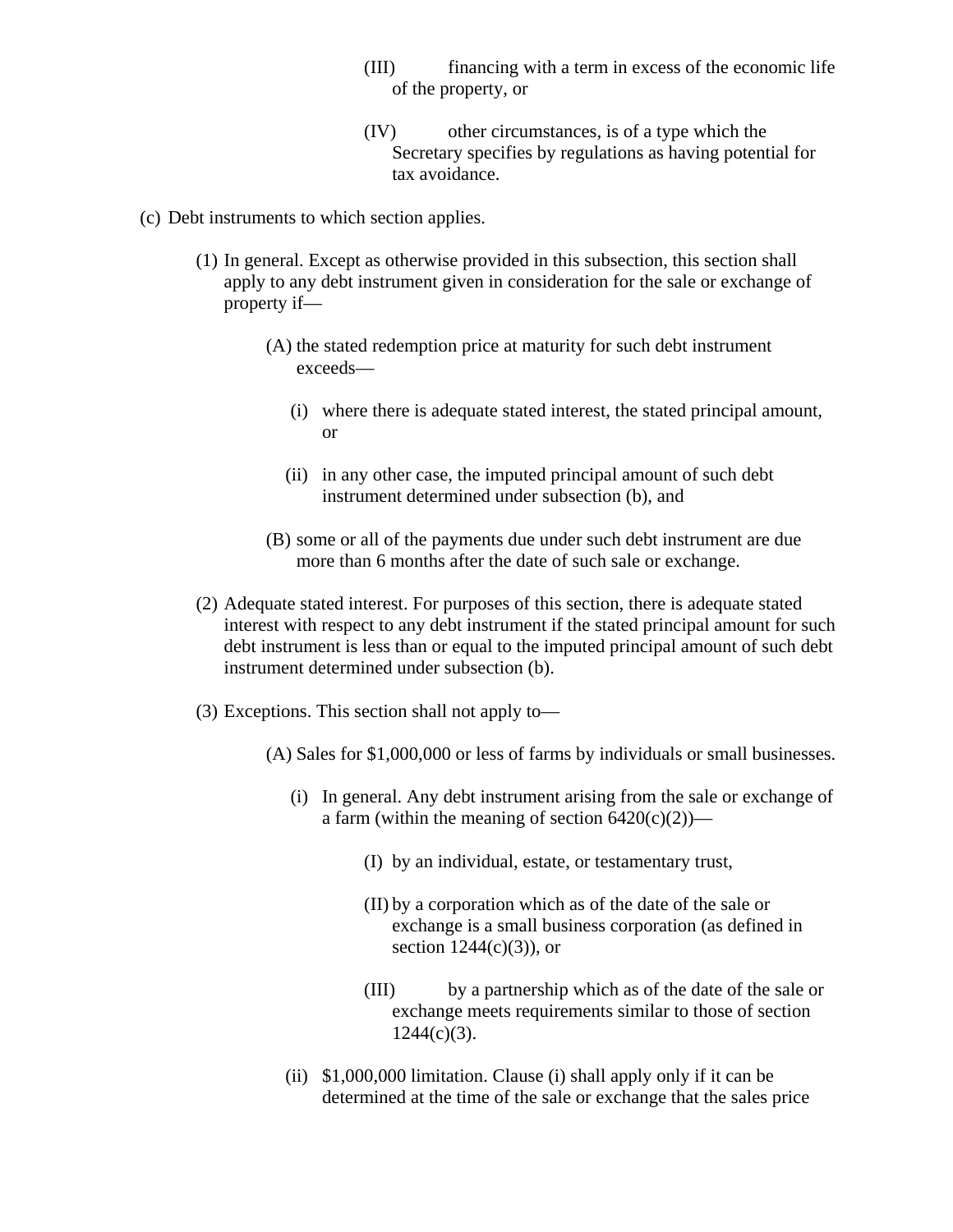(III) financing with a term in excess of the economic life of the property, or

(IV) other circumstances, is of a type which the Secretary specifies by regulations as having potential for tax avoidance.

(c) Debt instruments to which section applies.

(1) In general. Except as otherwise provided in this subsection, this section shall apply to any debt instrument given in consideration for the sale or exchange of property if—

(A) the stated redemption price at maturity for such debt instrument exceeds—

(i) where there is adequate stated interest, the stated principal amount, or

(ii) in any other case, the imputed principal amount of such debt instrument determined under subsection (b), and

(B) some or all of the payments due under such debt instrument are due more than 6 months after the date of such sale or exchange.

(2) Adequate stated interest. For purposes of this section, there is adequate stated interest with respect to any debt instrument if the stated principal amount for such debt instrument is less than or equal to the imputed principal amount of such debt instrument determined under subsection (b).

(3) Exceptions. This section shall not apply to—

(A) Sales for $1,000,000 or less of farms by individuals or small businesses.

(i) In general. Any debt instrument arising from the sale or exchange of a farm (within the meaning of section 6420(c)(2))—

(I) by an individual, estate, or testamentary trust,

(II) by a corporation which as of the date of the sale or exchange is a small business corporation (as defined in section 1244(c)(3)), or

(III) by a partnership which as of the date of the sale or exchange meets requirements similar to those of section 1244(c)(3).

(ii) $1,000,000 limitation. Clause (i) shall apply only if it can be determined at the time of the sale or exchange that the sales price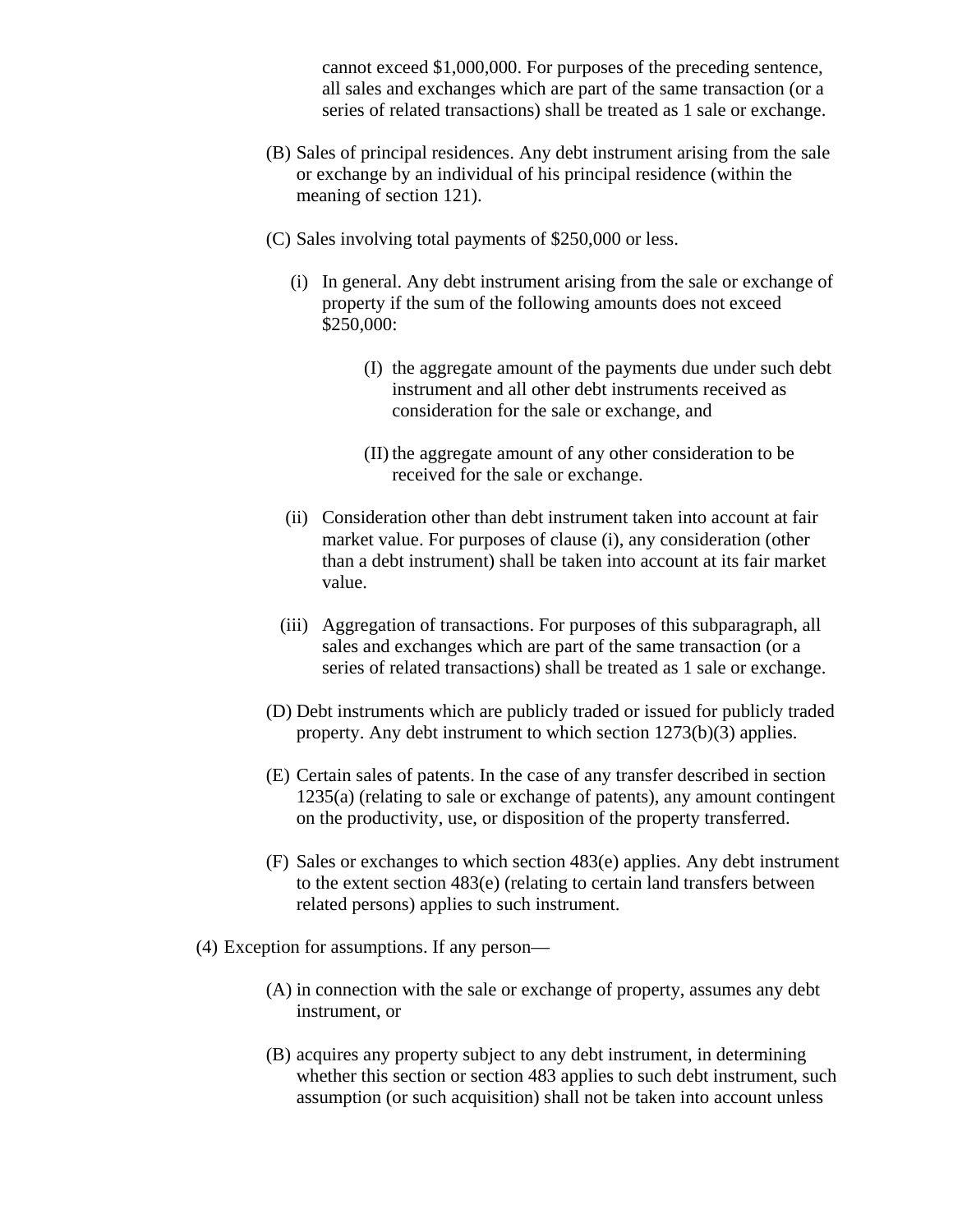cannot exceed $1,000,000. For purposes of the preceding sentence, all sales and exchanges which are part of the same transaction (or a series of related transactions) shall be treated as 1 sale or exchange.

(B) Sales of principal residences. Any debt instrument arising from the sale or exchange by an individual of his principal residence (within the meaning of section 121).

(C) Sales involving total payments of $250,000 or less.

(i) In general. Any debt instrument arising from the sale or exchange of property if the sum of the following amounts does not exceed $250,000:

(I) the aggregate amount of the payments due under such debt instrument and all other debt instruments received as consideration for the sale or exchange, and

(II) the aggregate amount of any other consideration to be received for the sale or exchange.

(ii) Consideration other than debt instrument taken into account at fair market value. For purposes of clause (i), any consideration (other than a debt instrument) shall be taken into account at its fair market value.

(iii) Aggregation of transactions. For purposes of this subparagraph, all sales and exchanges which are part of the same transaction (or a series of related transactions) shall be treated as 1 sale or exchange.

(D) Debt instruments which are publicly traded or issued for publicly traded property. Any debt instrument to which section 1273(b)(3) applies.

(E) Certain sales of patents. In the case of any transfer described in section 1235(a) (relating to sale or exchange of patents), any amount contingent on the productivity, use, or disposition of the property transferred.

(F) Sales or exchanges to which section 483(e) applies. Any debt instrument to the extent section 483(e) (relating to certain land transfers between related persons) applies to such instrument.

(4) Exception for assumptions. If any person—

(A) in connection with the sale or exchange of property, assumes any debt instrument, or

(B) acquires any property subject to any debt instrument, in determining whether this section or section 483 applies to such debt instrument, such assumption (or such acquisition) shall not be taken into account unless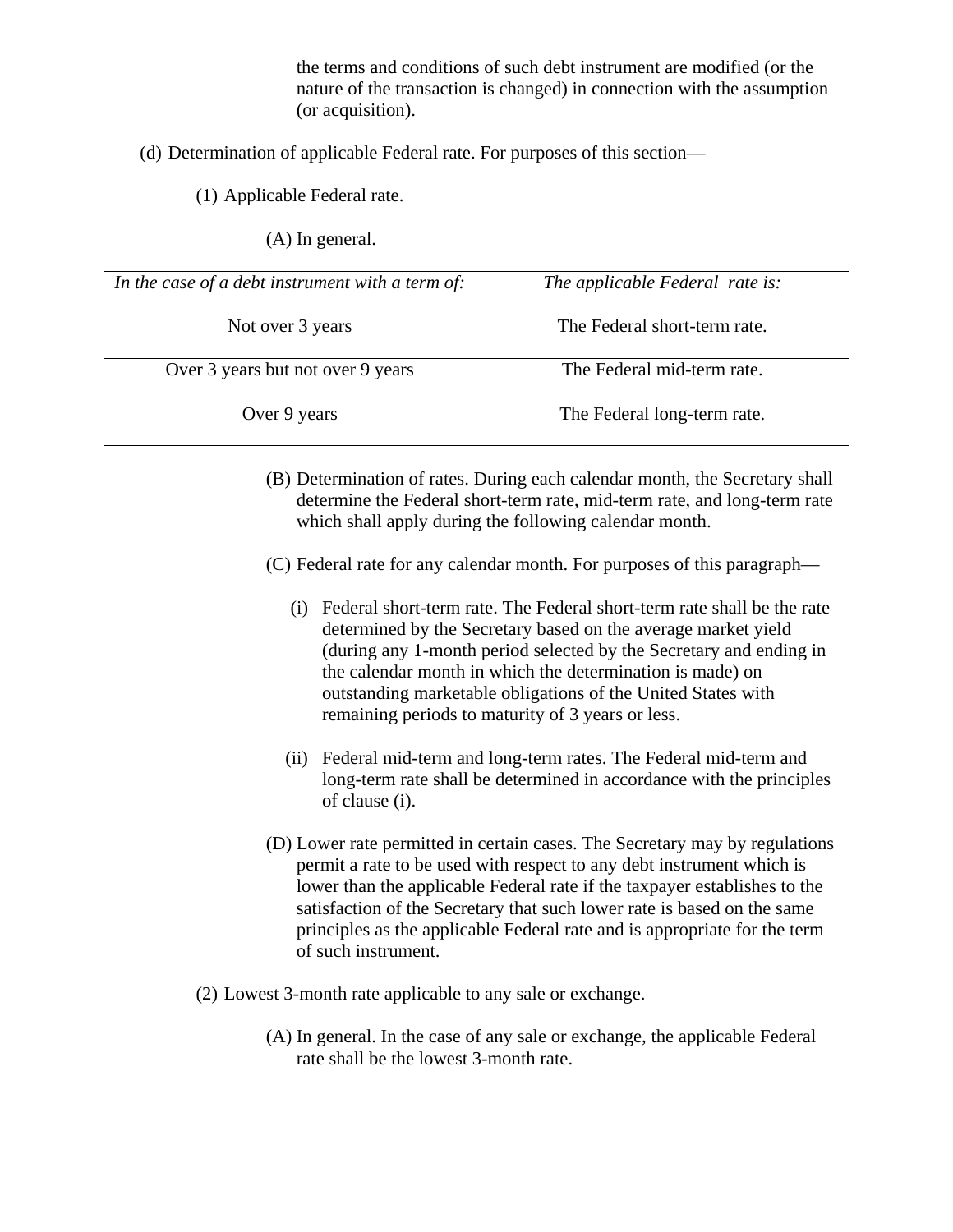the terms and conditions of such debt instrument are modified (or the nature of the transaction is changed) in connection with the assumption (or acquisition).

(d) Determination of applicable Federal rate. For purposes of this section—

(1) Applicable Federal rate.

(A) In general.

| *In the case of a debt instrument with a term of:* | *The applicable Federal rate is:* |
|---|---|
| Not over 3 years | The Federal short-term rate. |
| Over 3 years but not over 9 years | The Federal mid-term rate. |
| Over 9 years | The Federal long-term rate. |

(B) Determination of rates. During each calendar month, the Secretary shall determine the Federal short-term rate, mid-term rate, and long-term rate which shall apply during the following calendar month.

(C) Federal rate for any calendar month. For purposes of this paragraph—

(i) Federal short-term rate. The Federal short-term rate shall be the rate determined by the Secretary based on the average market yield (during any 1-month period selected by the Secretary and ending in the calendar month in which the determination is made) on outstanding marketable obligations of the United States with remaining periods to maturity of 3 years or less.

(ii) Federal mid-term and long-term rates. The Federal mid-term and long-term rate shall be determined in accordance with the principles of clause (i).

(D) Lower rate permitted in certain cases. The Secretary may by regulations permit a rate to be used with respect to any debt instrument which is lower than the applicable Federal rate if the taxpayer establishes to the satisfaction of the Secretary that such lower rate is based on the same principles as the applicable Federal rate and is appropriate for the term of such instrument.

(2) Lowest 3-month rate applicable to any sale or exchange.

(A) In general. In the case of any sale or exchange, the applicable Federal rate shall be the lowest 3-month rate.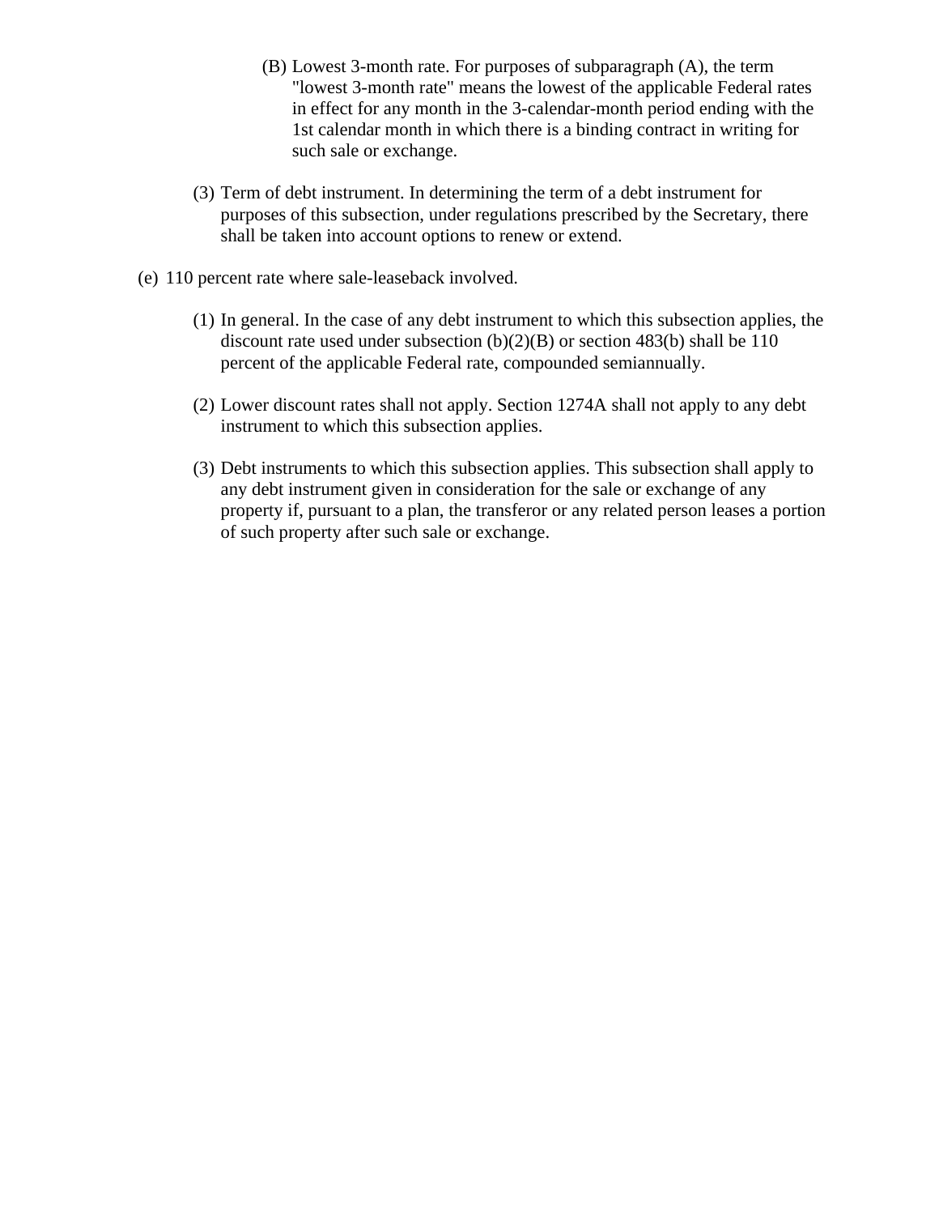(B) Lowest 3-month rate. For purposes of subparagraph (A), the term "lowest 3-month rate" means the lowest of the applicable Federal rates in effect for any month in the 3-calendar-month period ending with the 1st calendar month in which there is a binding contract in writing for such sale or exchange.

(3) Term of debt instrument. In determining the term of a debt instrument for purposes of this subsection, under regulations prescribed by the Secretary, there shall be taken into account options to renew or extend.

(e) 110 percent rate where sale-leaseback involved.

(1) In general. In the case of any debt instrument to which this subsection applies, the discount rate used under subsection (b)(2)(B) or section 483(b) shall be 110 percent of the applicable Federal rate, compounded semiannually.

(2) Lower discount rates shall not apply. Section 1274A shall not apply to any debt instrument to which this subsection applies.

(3) Debt instruments to which this subsection applies. This subsection shall apply to any debt instrument given in consideration for the sale or exchange of any property if, pursuant to a plan, the transferor or any related person leases a portion of such property after such sale or exchange.